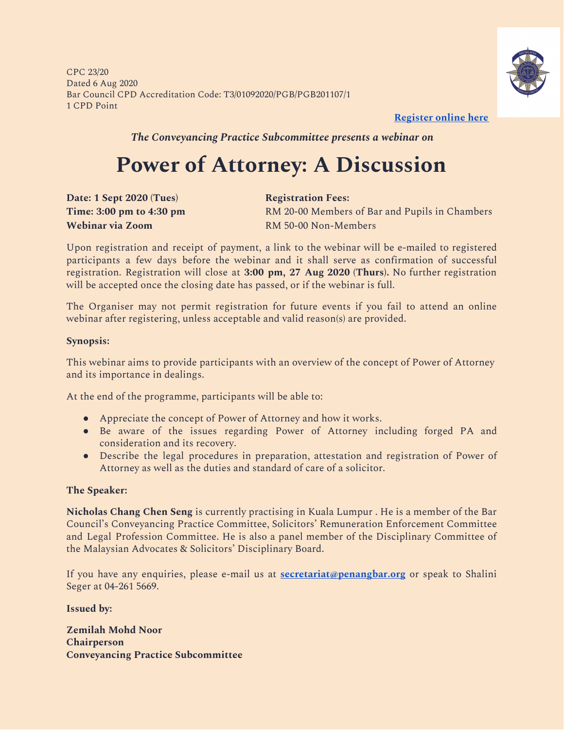CPC 23/20
Dated 6 Aug 2020
Bar Council CPD Accreditation Code: T3/01092020/PGB/PGB201107/1
1 CPD Point

**Register online here**

***The Conveyancing Practice Subcommittee presents a webinar on***

# Power of Attorney: A Discussion

**Date: 1 Sept 2020 (Tues)**
**Time: 3:00 pm to 4:30 pm**
**Webinar via Zoom**

**Registration Fees:**
RM 20-00 Members of Bar and Pupils in Chambers
RM 50-00 Non-Members

Upon registration and receipt of payment, a link to the webinar will be e-mailed to registered participants a few days before the webinar and it shall serve as confirmation of successful registration. Registration will close at **3:00 pm, 27 Aug 2020 (Thurs).** No further registration will be accepted once the closing date has passed, or if the webinar is full.

The Organiser may not permit registration for future events if you fail to attend an online webinar after registering, unless acceptable and valid reason(s) are provided.

**Synopsis:**

This webinar aims to provide participants with an overview of the concept of Power of Attorney and its importance in dealings.

At the end of the programme, participants will be able to:

- Appreciate the concept of Power of Attorney and how it works.
- Be aware of the issues regarding Power of Attorney including forged PA and consideration and its recovery.
- Describe the legal procedures in preparation, attestation and registration of Power of Attorney as well as the duties and standard of care of a solicitor.

**The Speaker:**

**Nicholas Chang Chen Seng** is currently practising in Kuala Lumpur . He is a member of the Bar Council's Conveyancing Practice Committee, Solicitors' Remuneration Enforcement Committee and Legal Profession Committee. He is also a panel member of the Disciplinary Committee of the Malaysian Advocates & Solicitors' Disciplinary Board.

If you have any enquiries, please e-mail us at **secretariat@penangbar.org** or speak to Shalini Seger at 04-261 5669.

**Issued by:**

**Zemilah Mohd Noor**
**Chairperson**
**Conveyancing Practice Subcommittee**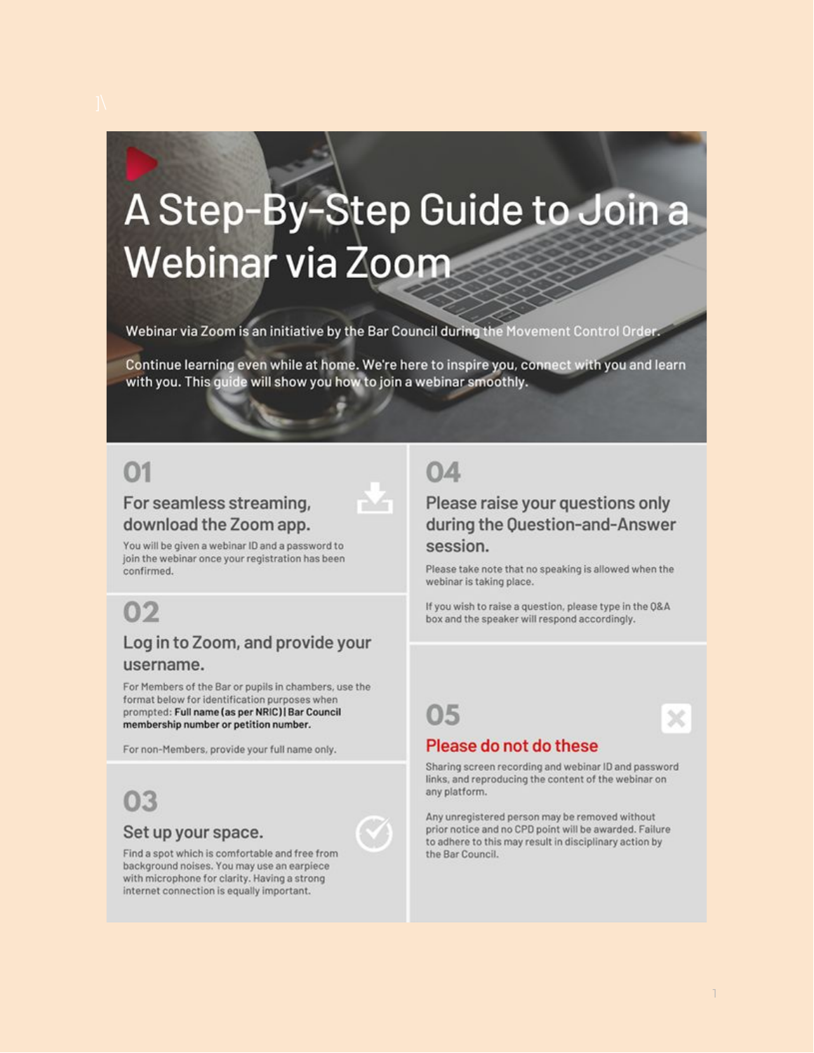# A Step-By-Step Guide to Join a Webinar via Zoom

Webinar via Zoom is an initiative by the Bar Council during the Movement Control Order.

Continue learning even while at home. We're here to inspire you, connect with you and learn with you. This guide will show you how to join a webinar smoothly.

## 01

### For seamless streaming, download the Zoom app.

You will be given a webinar ID and a password to join the webinar once your registration has been confirmed.

## 02

### Log in to Zoom, and provide your username.

For Members of the Bar or pupils in chambers, use the format below for identification purposes when prompted: **Full name (as per NRIC) | Bar Council membership number or petition number.**

For non-Members, provide your full name only.

## 03

### Set up your space.

Find a spot which is comfortable and free from background noises. You may use an earpiece with microphone for clarity. Having a strong internet connection is equally important.

## 04

### Please raise your questions only during the Question-and-Answer session.

Please take note that no speaking is allowed when the webinar is taking place.

If you wish to raise a question, please type in the Q&A box and the speaker will respond accordingly.

## 05

### Please do not do these

Sharing screen recording and webinar ID and password links, and reproducing the content of the webinar on any platform.

Any unregistered person may be removed without prior notice and no CPD point will be awarded. Failure to adhere to this may result in disciplinary action by the Bar Council.